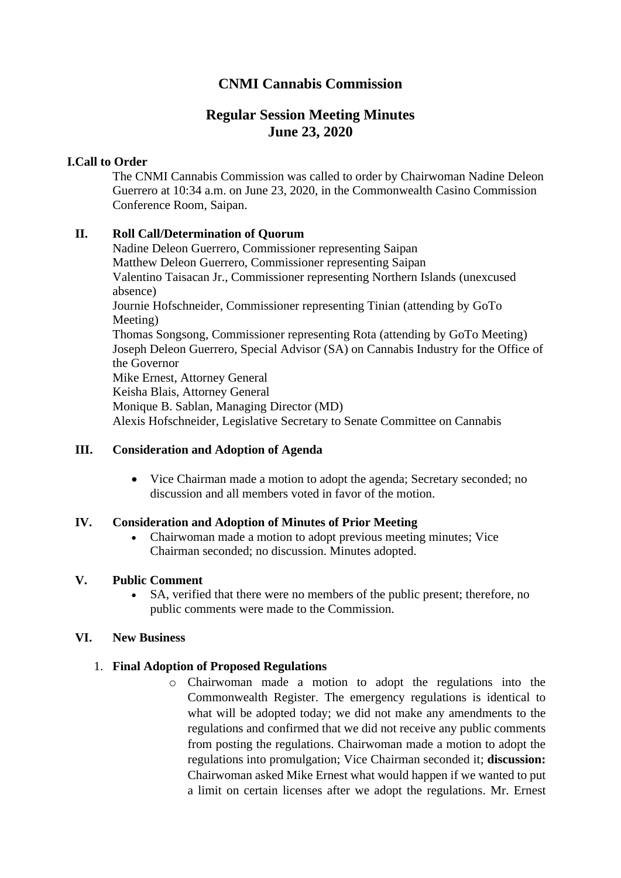# CNMI Cannabis Commission

## Regular Session Meeting Minutes
## June 23, 2020

**I. Call to Order**

The CNMI Cannabis Commission was called to order by Chairwoman Nadine Deleon Guerrero at 10:34 a.m. on June 23, 2020, in the Commonwealth Casino Commission Conference Room, Saipan.

**II. Roll Call/Determination of Quorum**

Nadine Deleon Guerrero, Commissioner representing Saipan
Matthew Deleon Guerrero, Commissioner representing Saipan
Valentino Taisacan Jr., Commissioner representing Northern Islands (unexcused absence)
Journie Hofschneider, Commissioner representing Tinian (attending by GoTo Meeting)
Thomas Songsong, Commissioner representing Rota (attending by GoTo Meeting)
Joseph Deleon Guerrero, Special Advisor (SA) on Cannabis Industry for the Office of the Governor
Mike Ernest, Attorney General
Keisha Blais, Attorney General
Monique B. Sablan, Managing Director (MD)
Alexis Hofschneider, Legislative Secretary to Senate Committee on Cannabis

**III. Consideration and Adoption of Agenda**

- Vice Chairman made a motion to adopt the agenda; Secretary seconded; no discussion and all members voted in favor of the motion.

**IV. Consideration and Adoption of Minutes of Prior Meeting**

- Chairwoman made a motion to adopt previous meeting minutes; Vice Chairman seconded; no discussion. Minutes adopted.

**V. Public Comment**

- SA, verified that there were no members of the public present; therefore, no public comments were made to the Commission.

**VI. New Business**

1. **Final Adoption of Proposed Regulations**
   - Chairwoman made a motion to adopt the regulations into the Commonwealth Register. The emergency regulations is identical to what will be adopted today; we did not make any amendments to the regulations and confirmed that we did not receive any public comments from posting the regulations. Chairwoman made a motion to adopt the regulations into promulgation; Vice Chairman seconded it; **discussion:** Chairwoman asked Mike Ernest what would happen if we wanted to put a limit on certain licenses after we adopt the regulations. Mr. Ernest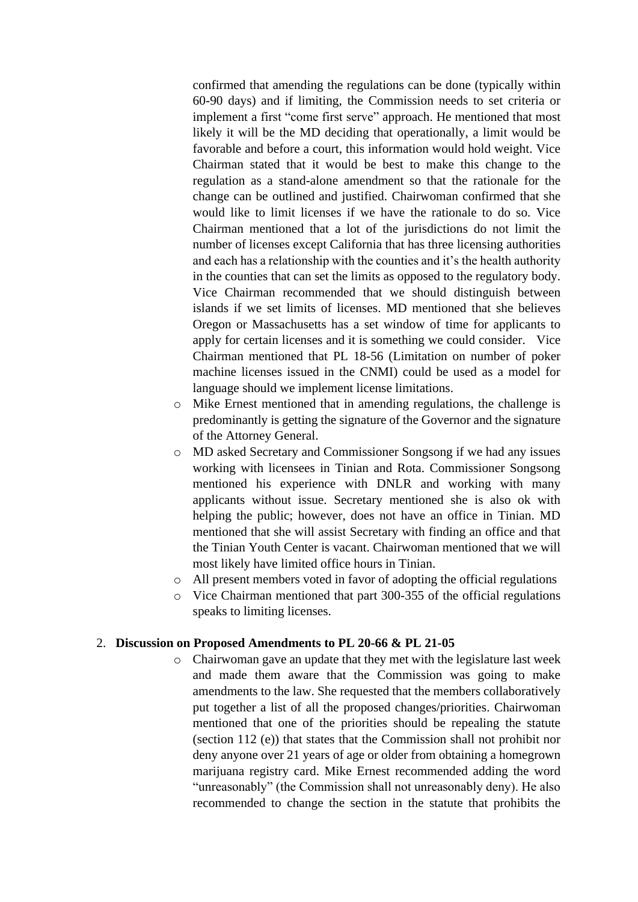confirmed that amending the regulations can be done (typically within 60-90 days) and if limiting, the Commission needs to set criteria or implement a first "come first serve" approach. He mentioned that most likely it will be the MD deciding that operationally, a limit would be favorable and before a court, this information would hold weight. Vice Chairman stated that it would be best to make this change to the regulation as a stand-alone amendment so that the rationale for the change can be outlined and justified. Chairwoman confirmed that she would like to limit licenses if we have the rationale to do so. Vice Chairman mentioned that a lot of the jurisdictions do not limit the number of licenses except California that has three licensing authorities and each has a relationship with the counties and it's the health authority in the counties that can set the limits as opposed to the regulatory body. Vice Chairman recommended that we should distinguish between islands if we set limits of licenses. MD mentioned that she believes Oregon or Massachusetts has a set window of time for applicants to apply for certain licenses and it is something we could consider. Vice Chairman mentioned that PL 18-56 (Limitation on number of poker machine licenses issued in the CNMI) could be used as a model for language should we implement license limitations.

- Mike Ernest mentioned that in amending regulations, the challenge is predominantly is getting the signature of the Governor and the signature of the Attorney General.
- MD asked Secretary and Commissioner Songsong if we had any issues working with licensees in Tinian and Rota. Commissioner Songsong mentioned his experience with DNLR and working with many applicants without issue. Secretary mentioned she is also ok with helping the public; however, does not have an office in Tinian. MD mentioned that she will assist Secretary with finding an office and that the Tinian Youth Center is vacant. Chairwoman mentioned that we will most likely have limited office hours in Tinian.
- All present members voted in favor of adopting the official regulations
- Vice Chairman mentioned that part 300-355 of the official regulations speaks to limiting licenses.

2. **Discussion on Proposed Amendments to PL 20-66 & PL 21-05**
   - Chairwoman gave an update that they met with the legislature last week and made them aware that the Commission was going to make amendments to the law. She requested that the members collaboratively put together a list of all the proposed changes/priorities. Chairwoman mentioned that one of the priorities should be repealing the statute (section 112 (e)) that states that the Commission shall not prohibit nor deny anyone over 21 years of age or older from obtaining a homegrown marijuana registry card. Mike Ernest recommended adding the word "unreasonably" (the Commission shall not unreasonably deny). He also recommended to change the section in the statute that prohibits the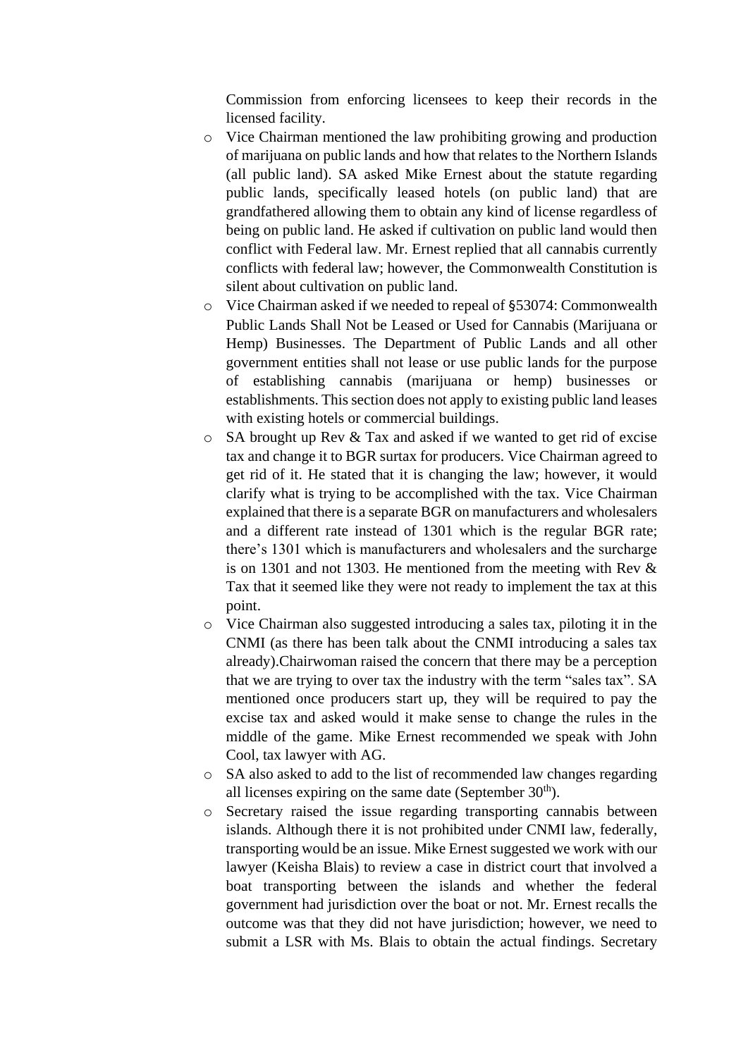Commission from enforcing licensees to keep their records in the licensed facility.

- Vice Chairman mentioned the law prohibiting growing and production of marijuana on public lands and how that relates to the Northern Islands (all public land). SA asked Mike Ernest about the statute regarding public lands, specifically leased hotels (on public land) that are grandfathered allowing them to obtain any kind of license regardless of being on public land. He asked if cultivation on public land would then conflict with Federal law. Mr. Ernest replied that all cannabis currently conflicts with federal law; however, the Commonwealth Constitution is silent about cultivation on public land.
- Vice Chairman asked if we needed to repeal of §53074: Commonwealth Public Lands Shall Not be Leased or Used for Cannabis (Marijuana or Hemp) Businesses. The Department of Public Lands and all other government entities shall not lease or use public lands for the purpose of establishing cannabis (marijuana or hemp) businesses or establishments. This section does not apply to existing public land leases with existing hotels or commercial buildings.
- SA brought up Rev & Tax and asked if we wanted to get rid of excise tax and change it to BGR surtax for producers. Vice Chairman agreed to get rid of it. He stated that it is changing the law; however, it would clarify what is trying to be accomplished with the tax. Vice Chairman explained that there is a separate BGR on manufacturers and wholesalers and a different rate instead of 1301 which is the regular BGR rate; there's 1301 which is manufacturers and wholesalers and the surcharge is on 1301 and not 1303. He mentioned from the meeting with Rev & Tax that it seemed like they were not ready to implement the tax at this point.
- Vice Chairman also suggested introducing a sales tax, piloting it in the CNMI (as there has been talk about the CNMI introducing a sales tax already).Chairwoman raised the concern that there may be a perception that we are trying to over tax the industry with the term "sales tax". SA mentioned once producers start up, they will be required to pay the excise tax and asked would it make sense to change the rules in the middle of the game. Mike Ernest recommended we speak with John Cool, tax lawyer with AG.
- SA also asked to add to the list of recommended law changes regarding all licenses expiring on the same date (September 30th).
- Secretary raised the issue regarding transporting cannabis between islands. Although there it is not prohibited under CNMI law, federally, transporting would be an issue. Mike Ernest suggested we work with our lawyer (Keisha Blais) to review a case in district court that involved a boat transporting between the islands and whether the federal government had jurisdiction over the boat or not. Mr. Ernest recalls the outcome was that they did not have jurisdiction; however, we need to submit a LSR with Ms. Blais to obtain the actual findings. Secretary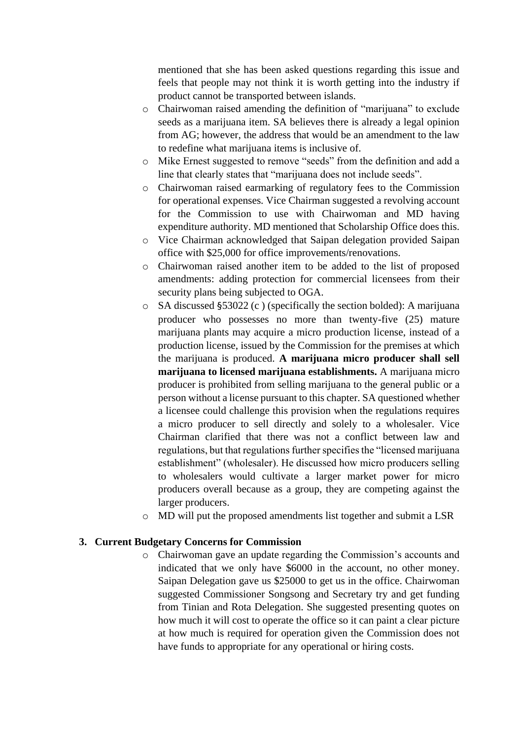mentioned that she has been asked questions regarding this issue and feels that people may not think it is worth getting into the industry if product cannot be transported between islands.

- Chairwoman raised amending the definition of "marijuana" to exclude seeds as a marijuana item. SA believes there is already a legal opinion from AG; however, the address that would be an amendment to the law to redefine what marijuana items is inclusive of.
- Mike Ernest suggested to remove "seeds" from the definition and add a line that clearly states that "marijuana does not include seeds".
- Chairwoman raised earmarking of regulatory fees to the Commission for operational expenses. Vice Chairman suggested a revolving account for the Commission to use with Chairwoman and MD having expenditure authority. MD mentioned that Scholarship Office does this.
- Vice Chairman acknowledged that Saipan delegation provided Saipan office with $25,000 for office improvements/renovations.
- Chairwoman raised another item to be added to the list of proposed amendments: adding protection for commercial licensees from their security plans being subjected to OGA.
- SA discussed §53022 (c ) (specifically the section bolded): A marijuana producer who possesses no more than twenty-five (25) mature marijuana plants may acquire a micro production license, instead of a production license, issued by the Commission for the premises at which the marijuana is produced. **A marijuana micro producer shall sell marijuana to licensed marijuana establishments.** A marijuana micro producer is prohibited from selling marijuana to the general public or a person without a license pursuant to this chapter. SA questioned whether a licensee could challenge this provision when the regulations requires a micro producer to sell directly and solely to a wholesaler. Vice Chairman clarified that there was not a conflict between law and regulations, but that regulations further specifies the "licensed marijuana establishment" (wholesaler). He discussed how micro producers selling to wholesalers would cultivate a larger market power for micro producers overall because as a group, they are competing against the larger producers.
- MD will put the proposed amendments list together and submit a LSR

**3. Current Budgetary Concerns for Commission**

- Chairwoman gave an update regarding the Commission's accounts and indicated that we only have $6000 in the account, no other money. Saipan Delegation gave us $25000 to get us in the office. Chairwoman suggested Commissioner Songsong and Secretary try and get funding from Tinian and Rota Delegation. She suggested presenting quotes on how much it will cost to operate the office so it can paint a clear picture at how much is required for operation given the Commission does not have funds to appropriate for any operational or hiring costs.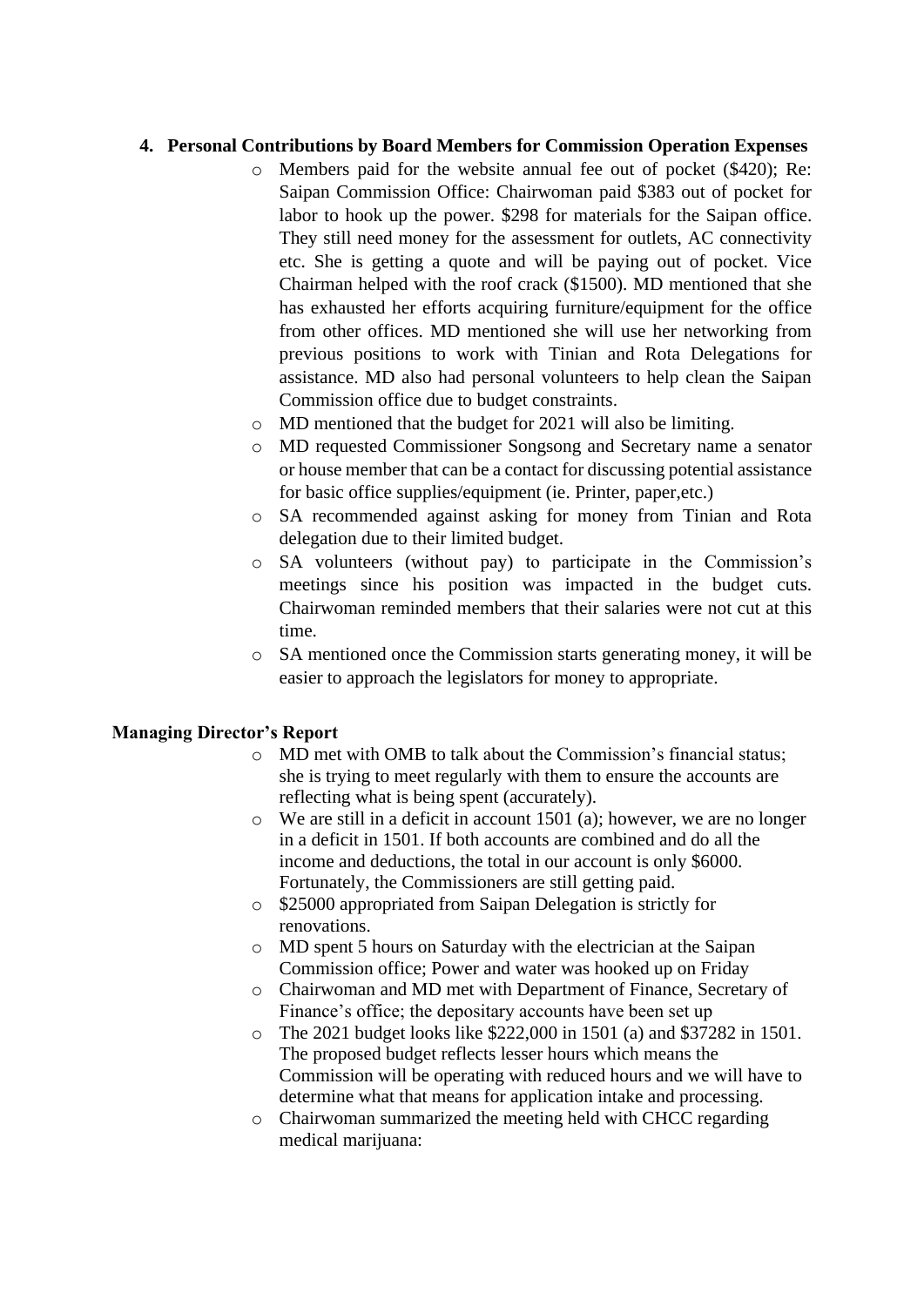4. **Personal Contributions by Board Members for Commission Operation Expenses**
    - Members paid for the website annual fee out of pocket ($420); Re: Saipan Commission Office: Chairwoman paid $383 out of pocket for labor to hook up the power. $298 for materials for the Saipan office. They still need money for the assessment for outlets, AC connectivity etc. She is getting a quote and will be paying out of pocket. Vice Chairman helped with the roof crack ($1500). MD mentioned that she has exhausted her efforts acquiring furniture/equipment for the office from other offices. MD mentioned she will use her networking from previous positions to work with Tinian and Rota Delegations for assistance. MD also had personal volunteers to help clean the Saipan Commission office due to budget constraints.
    - MD mentioned that the budget for 2021 will also be limiting.
    - MD requested Commissioner Songsong and Secretary name a senator or house member that can be a contact for discussing potential assistance for basic office supplies/equipment (ie. Printer, paper,etc.)
    - SA recommended against asking for money from Tinian and Rota delegation due to their limited budget.
    - SA volunteers (without pay) to participate in the Commission's meetings since his position was impacted in the budget cuts. Chairwoman reminded members that their salaries were not cut at this time.
    - SA mentioned once the Commission starts generating money, it will be easier to approach the legislators for money to appropriate.

**Managing Director's Report**

- MD met with OMB to talk about the Commission's financial status; she is trying to meet regularly with them to ensure the accounts are reflecting what is being spent (accurately).
- We are still in a deficit in account 1501 (a); however, we are no longer in a deficit in 1501. If both accounts are combined and do all the income and deductions, the total in our account is only $6000. Fortunately, the Commissioners are still getting paid.
- $25000 appropriated from Saipan Delegation is strictly for renovations.
- MD spent 5 hours on Saturday with the electrician at the Saipan Commission office; Power and water was hooked up on Friday
- Chairwoman and MD met with Department of Finance, Secretary of Finance's office; the depositary accounts have been set up
- The 2021 budget looks like $222,000 in 1501 (a) and $37282 in 1501. The proposed budget reflects lesser hours which means the Commission will be operating with reduced hours and we will have to determine what that means for application intake and processing.
- Chairwoman summarized the meeting held with CHCC regarding medical marijuana: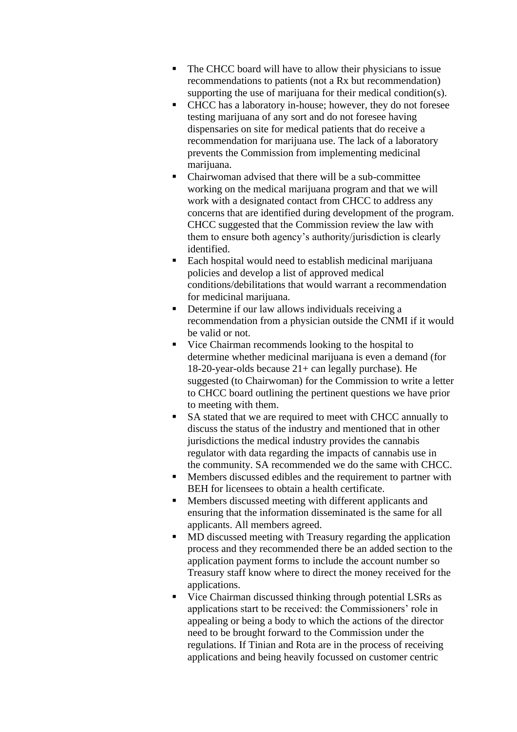- The CHCC board will have to allow their physicians to issue recommendations to patients (not a Rx but recommendation) supporting the use of marijuana for their medical condition(s).
- CHCC has a laboratory in-house; however, they do not foresee testing marijuana of any sort and do not foresee having dispensaries on site for medical patients that do receive a recommendation for marijuana use. The lack of a laboratory prevents the Commission from implementing medicinal marijuana.
- Chairwoman advised that there will be a sub-committee working on the medical marijuana program and that we will work with a designated contact from CHCC to address any concerns that are identified during development of the program. CHCC suggested that the Commission review the law with them to ensure both agency's authority/jurisdiction is clearly identified.
- Each hospital would need to establish medicinal marijuana policies and develop a list of approved medical conditions/debilitations that would warrant a recommendation for medicinal marijuana.
- Determine if our law allows individuals receiving a recommendation from a physician outside the CNMI if it would be valid or not.
- Vice Chairman recommends looking to the hospital to determine whether medicinal marijuana is even a demand (for 18-20-year-olds because 21+ can legally purchase). He suggested (to Chairwoman) for the Commission to write a letter to CHCC board outlining the pertinent questions we have prior to meeting with them.
- SA stated that we are required to meet with CHCC annually to discuss the status of the industry and mentioned that in other jurisdictions the medical industry provides the cannabis regulator with data regarding the impacts of cannabis use in the community. SA recommended we do the same with CHCC.
- Members discussed edibles and the requirement to partner with BEH for licensees to obtain a health certificate.
- Members discussed meeting with different applicants and ensuring that the information disseminated is the same for all applicants. All members agreed.
- MD discussed meeting with Treasury regarding the application process and they recommended there be an added section to the application payment forms to include the account number so Treasury staff know where to direct the money received for the applications.
- Vice Chairman discussed thinking through potential LSRs as applications start to be received: the Commissioners' role in appealing or being a body to which the actions of the director need to be brought forward to the Commission under the regulations. If Tinian and Rota are in the process of receiving applications and being heavily focussed on customer centric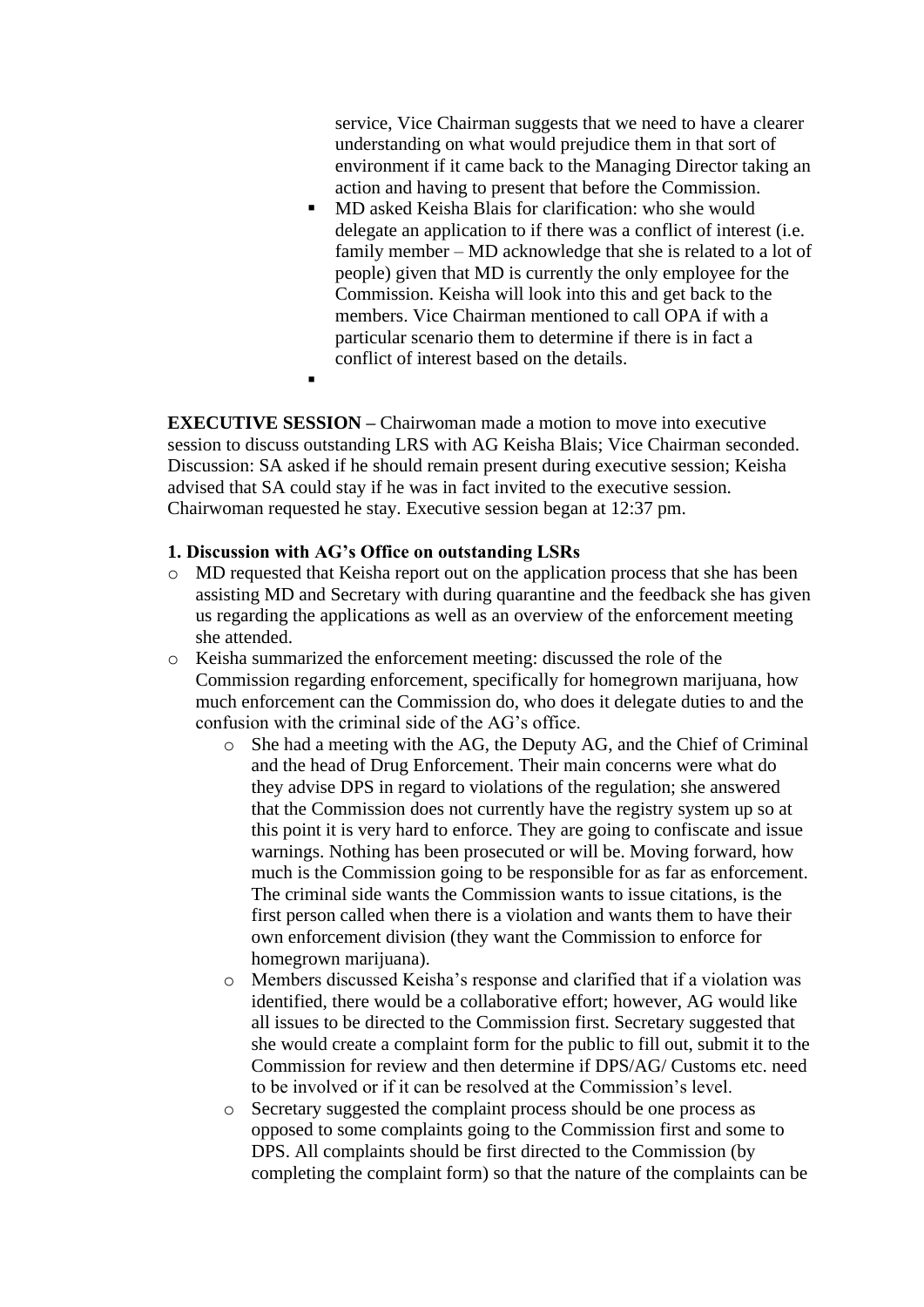service, Vice Chairman suggests that we need to have a clearer understanding on what would prejudice them in that sort of environment if it came back to the Managing Director taking an action and having to present that before the Commission.

- MD asked Keisha Blais for clarification: who she would delegate an application to if there was a conflict of interest (i.e. family member – MD acknowledge that she is related to a lot of people) given that MD is currently the only employee for the Commission. Keisha will look into this and get back to the members. Vice Chairman mentioned to call OPA if with a particular scenario them to determine if there is in fact a conflict of interest based on the details.
-

**EXECUTIVE SESSION –** Chairwoman made a motion to move into executive session to discuss outstanding LRS with AG Keisha Blais; Vice Chairman seconded. Discussion: SA asked if he should remain present during executive session; Keisha advised that SA could stay if he was in fact invited to the executive session. Chairwoman requested he stay. Executive session began at 12:37 pm.

**1. Discussion with AG's Office on outstanding LSRs**

- MD requested that Keisha report out on the application process that she has been assisting MD and Secretary with during quarantine and the feedback she has given us regarding the applications as well as an overview of the enforcement meeting she attended.
- Keisha summarized the enforcement meeting: discussed the role of the Commission regarding enforcement, specifically for homegrown marijuana, how much enforcement can the Commission do, who does it delegate duties to and the confusion with the criminal side of the AG's office.
  - She had a meeting with the AG, the Deputy AG, and the Chief of Criminal and the head of Drug Enforcement. Their main concerns were what do they advise DPS in regard to violations of the regulation; she answered that the Commission does not currently have the registry system up so at this point it is very hard to enforce. They are going to confiscate and issue warnings. Nothing has been prosecuted or will be. Moving forward, how much is the Commission going to be responsible for as far as enforcement. The criminal side wants the Commission wants to issue citations, is the first person called when there is a violation and wants them to have their own enforcement division (they want the Commission to enforce for homegrown marijuana).
  - Members discussed Keisha's response and clarified that if a violation was identified, there would be a collaborative effort; however, AG would like all issues to be directed to the Commission first. Secretary suggested that she would create a complaint form for the public to fill out, submit it to the Commission for review and then determine if DPS/AG/ Customs etc. need to be involved or if it can be resolved at the Commission's level.
  - Secretary suggested the complaint process should be one process as opposed to some complaints going to the Commission first and some to DPS. All complaints should be first directed to the Commission (by completing the complaint form) so that the nature of the complaints can be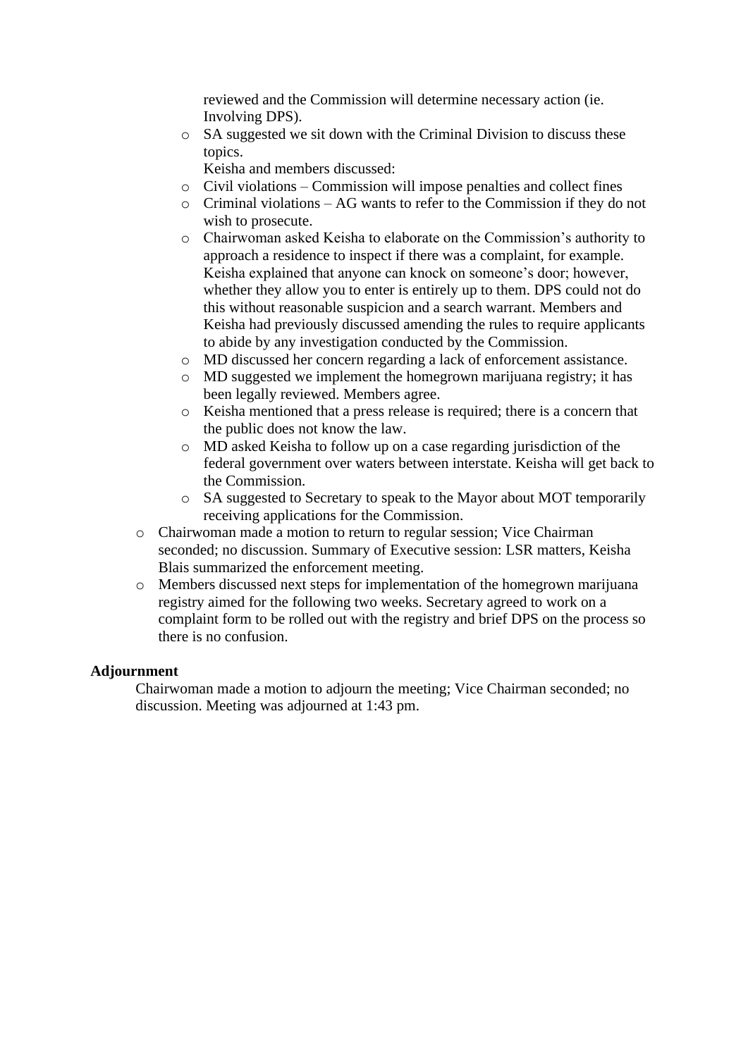reviewed and the Commission will determine necessary action (ie. Involving DPS).
  - SA suggested we sit down with the Criminal Division to discuss these topics.

    Keisha and members discussed:
  - Civil violations – Commission will impose penalties and collect fines
  - Criminal violations – AG wants to refer to the Commission if they do not wish to prosecute.
  - Chairwoman asked Keisha to elaborate on the Commission's authority to approach a residence to inspect if there was a complaint, for example. Keisha explained that anyone can knock on someone's door; however, whether they allow you to enter is entirely up to them. DPS could not do this without reasonable suspicion and a search warrant. Members and Keisha had previously discussed amending the rules to require applicants to abide by any investigation conducted by the Commission.
  - MD discussed her concern regarding a lack of enforcement assistance.
  - MD suggested we implement the homegrown marijuana registry; it has been legally reviewed. Members agree.
  - Keisha mentioned that a press release is required; there is a concern that the public does not know the law.
  - MD asked Keisha to follow up on a case regarding jurisdiction of the federal government over waters between interstate. Keisha will get back to the Commission.
  - SA suggested to Secretary to speak to the Mayor about MOT temporarily receiving applications for the Commission.
- Chairwoman made a motion to return to regular session; Vice Chairman seconded; no discussion. Summary of Executive session: LSR matters, Keisha Blais summarized the enforcement meeting.
- Members discussed next steps for implementation of the homegrown marijuana registry aimed for the following two weeks. Secretary agreed to work on a complaint form to be rolled out with the registry and brief DPS on the process so there is no confusion.

**Adjournment**

Chairwoman made a motion to adjourn the meeting; Vice Chairman seconded; no discussion. Meeting was adjourned at 1:43 pm.